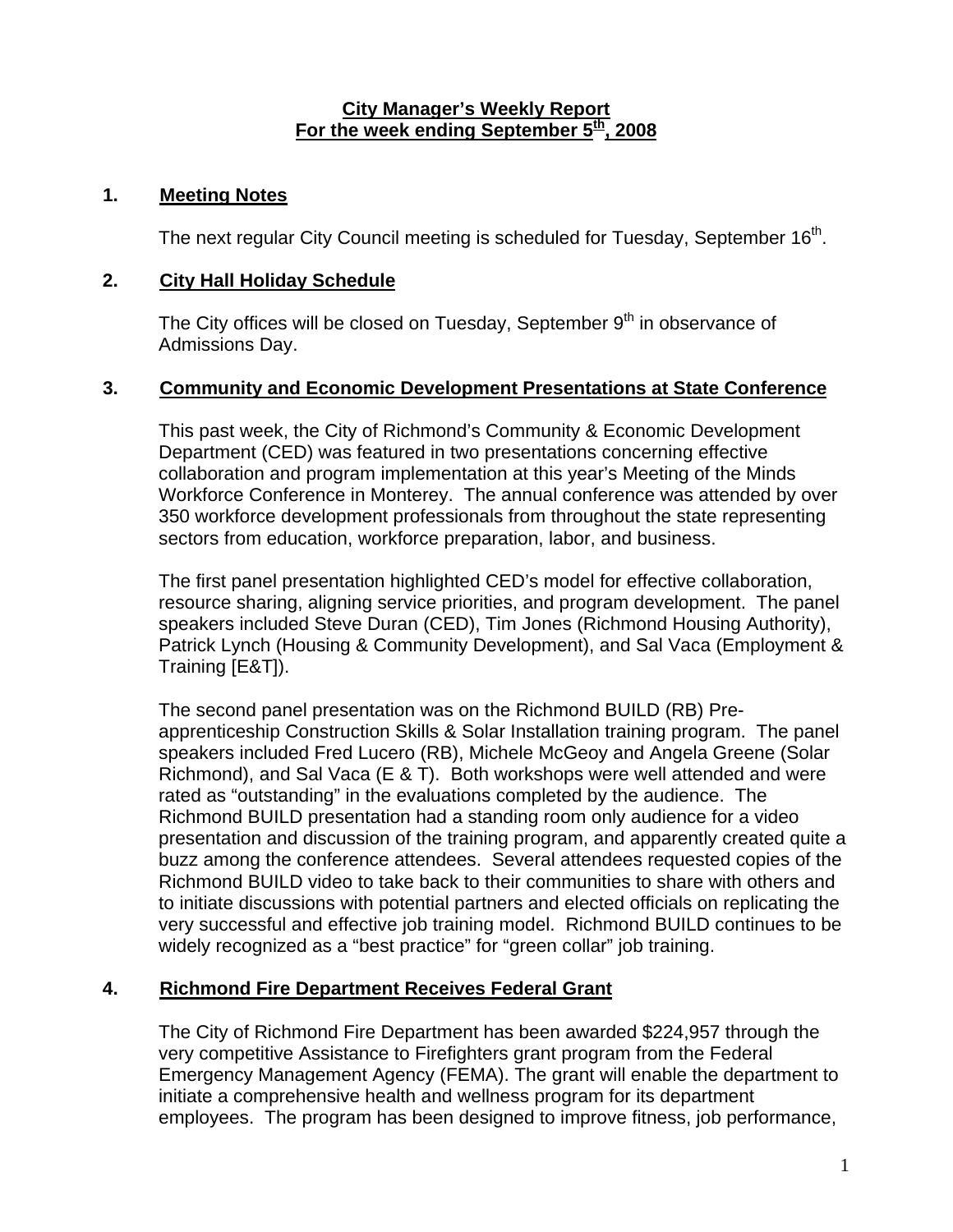# City Manager's Weekly Report
## For the week ending September 5th, 2008

## 1. Meeting Notes

The next regular City Council meeting is scheduled for Tuesday, September 16th.

## 2. City Hall Holiday Schedule

The City offices will be closed on Tuesday, September 9th in observance of Admissions Day.

## 3. Community and Economic Development Presentations at State Conference

This past week, the City of Richmond's Community & Economic Development Department (CED) was featured in two presentations concerning effective collaboration and program implementation at this year's Meeting of the Minds Workforce Conference in Monterey. The annual conference was attended by over 350 workforce development professionals from throughout the state representing sectors from education, workforce preparation, labor, and business.

The first panel presentation highlighted CED's model for effective collaboration, resource sharing, aligning service priorities, and program development. The panel speakers included Steve Duran (CED), Tim Jones (Richmond Housing Authority), Patrick Lynch (Housing & Community Development), and Sal Vaca (Employment & Training [E&T]).

The second panel presentation was on the Richmond BUILD (RB) Pre-apprenticeship Construction Skills & Solar Installation training program. The panel speakers included Fred Lucero (RB), Michele McGeoy and Angela Greene (Solar Richmond), and Sal Vaca (E & T). Both workshops were well attended and were rated as "outstanding" in the evaluations completed by the audience. The Richmond BUILD presentation had a standing room only audience for a video presentation and discussion of the training program, and apparently created quite a buzz among the conference attendees. Several attendees requested copies of the Richmond BUILD video to take back to their communities to share with others and to initiate discussions with potential partners and elected officials on replicating the very successful and effective job training model. Richmond BUILD continues to be widely recognized as a "best practice" for "green collar" job training.

## 4. Richmond Fire Department Receives Federal Grant

The City of Richmond Fire Department has been awarded $224,957 through the very competitive Assistance to Firefighters grant program from the Federal Emergency Management Agency (FEMA). The grant will enable the department to initiate a comprehensive health and wellness program for its department employees. The program has been designed to improve fitness, job performance,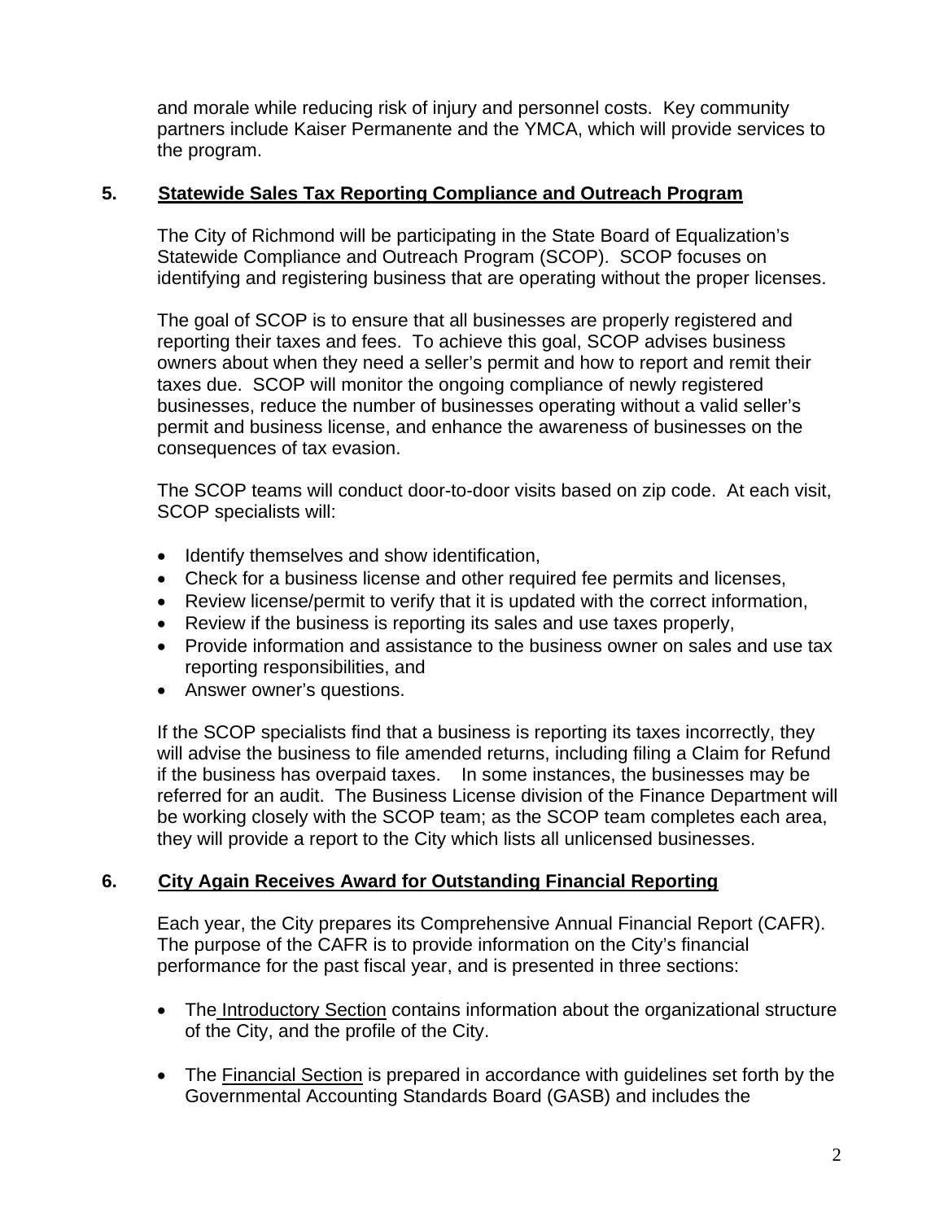and morale while reducing risk of injury and personnel costs. Key community partners include Kaiser Permanente and the YMCA, which will provide services to the program.

## 5. Statewide Sales Tax Reporting Compliance and Outreach Program

The City of Richmond will be participating in the State Board of Equalization's Statewide Compliance and Outreach Program (SCOP). SCOP focuses on identifying and registering business that are operating without the proper licenses.

The goal of SCOP is to ensure that all businesses are properly registered and reporting their taxes and fees. To achieve this goal, SCOP advises business owners about when they need a seller's permit and how to report and remit their taxes due. SCOP will monitor the ongoing compliance of newly registered businesses, reduce the number of businesses operating without a valid seller's permit and business license, and enhance the awareness of businesses on the consequences of tax evasion.

The SCOP teams will conduct door-to-door visits based on zip code. At each visit, SCOP specialists will:

- Identify themselves and show identification,
- Check for a business license and other required fee permits and licenses,
- Review license/permit to verify that it is updated with the correct information,
- Review if the business is reporting its sales and use taxes properly,
- Provide information and assistance to the business owner on sales and use tax reporting responsibilities, and
- Answer owner's questions.

If the SCOP specialists find that a business is reporting its taxes incorrectly, they will advise the business to file amended returns, including filing a Claim for Refund if the business has overpaid taxes. In some instances, the businesses may be referred for an audit. The Business License division of the Finance Department will be working closely with the SCOP team; as the SCOP team completes each area, they will provide a report to the City which lists all unlicensed businesses.

## 6. City Again Receives Award for Outstanding Financial Reporting

Each year, the City prepares its Comprehensive Annual Financial Report (CAFR). The purpose of the CAFR is to provide information on the City's financial performance for the past fiscal year, and is presented in three sections:

- The Introductory Section contains information about the organizational structure of the City, and the profile of the City.

- The Financial Section is prepared in accordance with guidelines set forth by the Governmental Accounting Standards Board (GASB) and includes the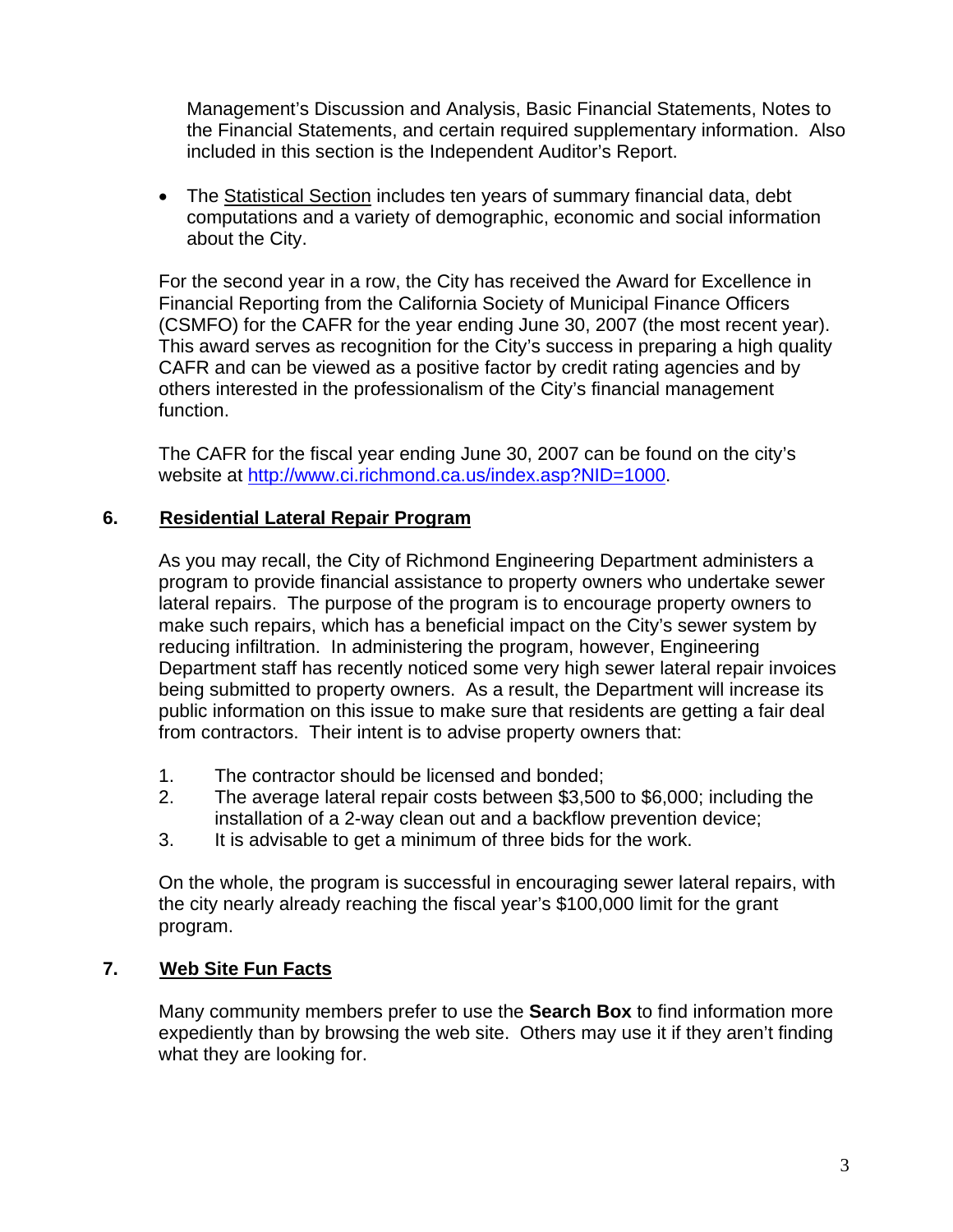Management's Discussion and Analysis, Basic Financial Statements, Notes to the Financial Statements, and certain required supplementary information. Also included in this section is the Independent Auditor's Report.

- The Statistical Section includes ten years of summary financial data, debt computations and a variety of demographic, economic and social information about the City.

For the second year in a row, the City has received the Award for Excellence in Financial Reporting from the California Society of Municipal Finance Officers (CSMFO) for the CAFR for the year ending June 30, 2007 (the most recent year). This award serves as recognition for the City's success in preparing a high quality CAFR and can be viewed as a positive factor by credit rating agencies and by others interested in the professionalism of the City's financial management function.

The CAFR for the fiscal year ending June 30, 2007 can be found on the city's website at http://www.ci.richmond.ca.us/index.asp?NID=1000.

## 6. Residential Lateral Repair Program

As you may recall, the City of Richmond Engineering Department administers a program to provide financial assistance to property owners who undertake sewer lateral repairs. The purpose of the program is to encourage property owners to make such repairs, which has a beneficial impact on the City's sewer system by reducing infiltration. In administering the program, however, Engineering Department staff has recently noticed some very high sewer lateral repair invoices being submitted to property owners. As a result, the Department will increase its public information on this issue to make sure that residents are getting a fair deal from contractors. Their intent is to advise property owners that:

1. The contractor should be licensed and bonded;
2. The average lateral repair costs between $3,500 to $6,000; including the installation of a 2-way clean out and a backflow prevention device;
3. It is advisable to get a minimum of three bids for the work.

On the whole, the program is successful in encouraging sewer lateral repairs, with the city nearly already reaching the fiscal year's $100,000 limit for the grant program.

## 7. Web Site Fun Facts

Many community members prefer to use the **Search Box** to find information more expediently than by browsing the web site. Others may use it if they aren't finding what they are looking for.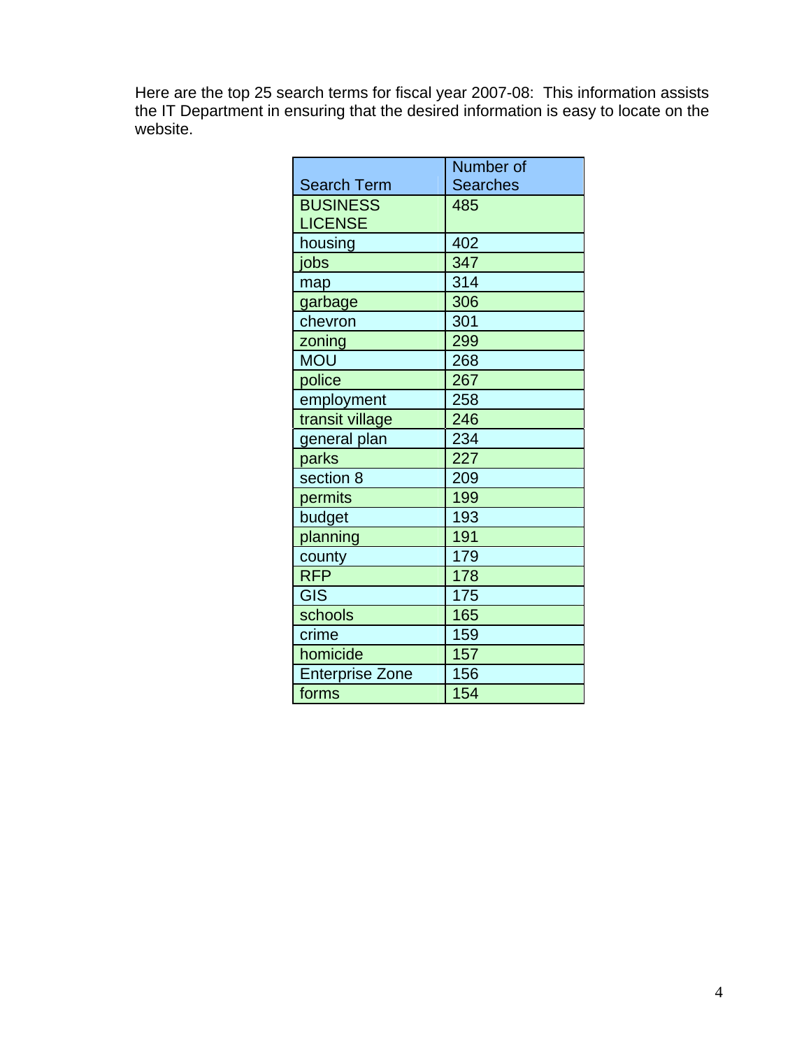Here are the top 25 search terms for fiscal year 2007-08: This information assists the IT Department in ensuring that the desired information is easy to locate on the website.

| Search Term | Number of Searches |
|---|---|
| BUSINESS LICENSE | 485 |
| housing | 402 |
| jobs | 347 |
| map | 314 |
| garbage | 306 |
| chevron | 301 |
| zoning | 299 |
| MOU | 268 |
| police | 267 |
| employment | 258 |
| transit village | 246 |
| general plan | 234 |
| parks | 227 |
| section 8 | 209 |
| permits | 199 |
| budget | 193 |
| planning | 191 |
| county | 179 |
| RFP | 178 |
| GIS | 175 |
| schools | 165 |
| crime | 159 |
| homicide | 157 |
| Enterprise Zone | 156 |
| forms | 154 |